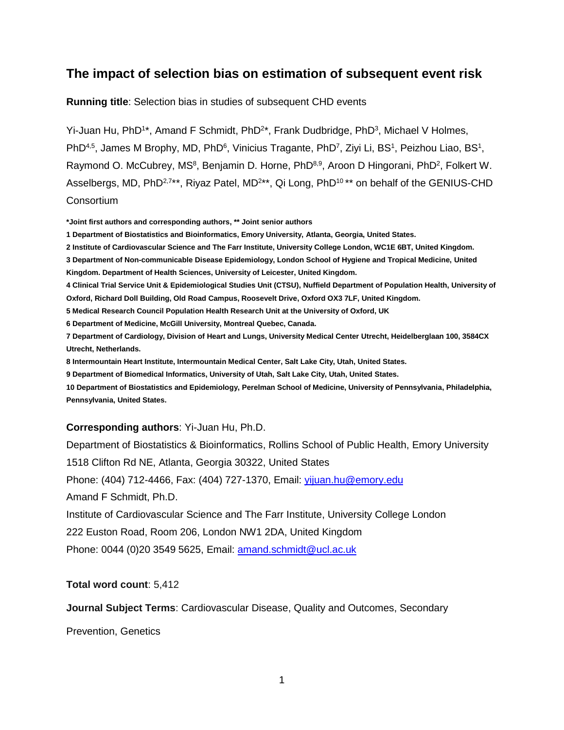# The impact of selection bias on estimation of subsequent event risk

**Running title**: Selection bias in studies of subsequent CHD events

Yi-Juan Hu, PhD[1*], Amand F Schmidt, PhD[2*], Frank Dudbridge, PhD[3], Michael V Holmes, PhD[4,5], James M Brophy, MD, PhD[6], Vinicius Tragante, PhD[7], Ziyi Li, BS[1], Peizhou Liao, BS[1], Raymond O. McCubrey, MS[8], Benjamin D. Horne, PhD[8,9], Aroon D Hingorani, PhD[2], Folkert W. Asselbergs, MD, PhD[2,7**], Riyaz Patel, MD[2**], Qi Long, PhD[10**] on behalf of the GENIUS-CHD Consortium

**\*Joint first authors and corresponding authors, \*\* Joint senior authors**

**1 Department of Biostatistics and Bioinformatics, Emory University, Atlanta, Georgia, United States.**

**2 Institute of Cardiovascular Science and The Farr Institute, University College London, WC1E 6BT, United Kingdom.**

**3 Department of Non-communicable Disease Epidemiology, London School of Hygiene and Tropical Medicine, United Kingdom. Department of Health Sciences, University of Leicester, United Kingdom.**

**4 Clinical Trial Service Unit & Epidemiological Studies Unit (CTSU), Nuffield Department of Population Health, University of Oxford, Richard Doll Building, Old Road Campus, Roosevelt Drive, Oxford OX3 7LF, United Kingdom.**

**5 Medical Research Council Population Health Research Unit at the University of Oxford, UK**

**6 Department of Medicine, McGill University, Montreal Quebec, Canada.**

**7 Department of Cardiology, Division of Heart and Lungs, University Medical Center Utrecht, Heidelberglaan 100, 3584CX Utrecht, Netherlands.**

**8 Intermountain Heart Institute, Intermountain Medical Center, Salt Lake City, Utah, United States.**

**9 Department of Biomedical Informatics, University of Utah, Salt Lake City, Utah, United States.**

**10 Department of Biostatistics and Epidemiology, Perelman School of Medicine, University of Pennsylvania, Philadelphia, Pennsylvania, United States.**

**Corresponding authors**: Yi-Juan Hu, Ph.D.

Department of Biostatistics & Bioinformatics, Rollins School of Public Health, Emory University

1518 Clifton Rd NE, Atlanta, Georgia 30322, United States

Phone: (404) 712-4466, Fax: (404) 727-1370, Email: yijuan.hu@emory.edu

Amand F Schmidt, Ph.D.

Institute of Cardiovascular Science and The Farr Institute, University College London

222 Euston Road, Room 206, London NW1 2DA, United Kingdom

Phone: 0044 (0)20 3549 5625, Email: amand.schmidt@ucl.ac.uk

**Total word count**: 5,412

**Journal Subject Terms**: Cardiovascular Disease, Quality and Outcomes, Secondary Prevention, Genetics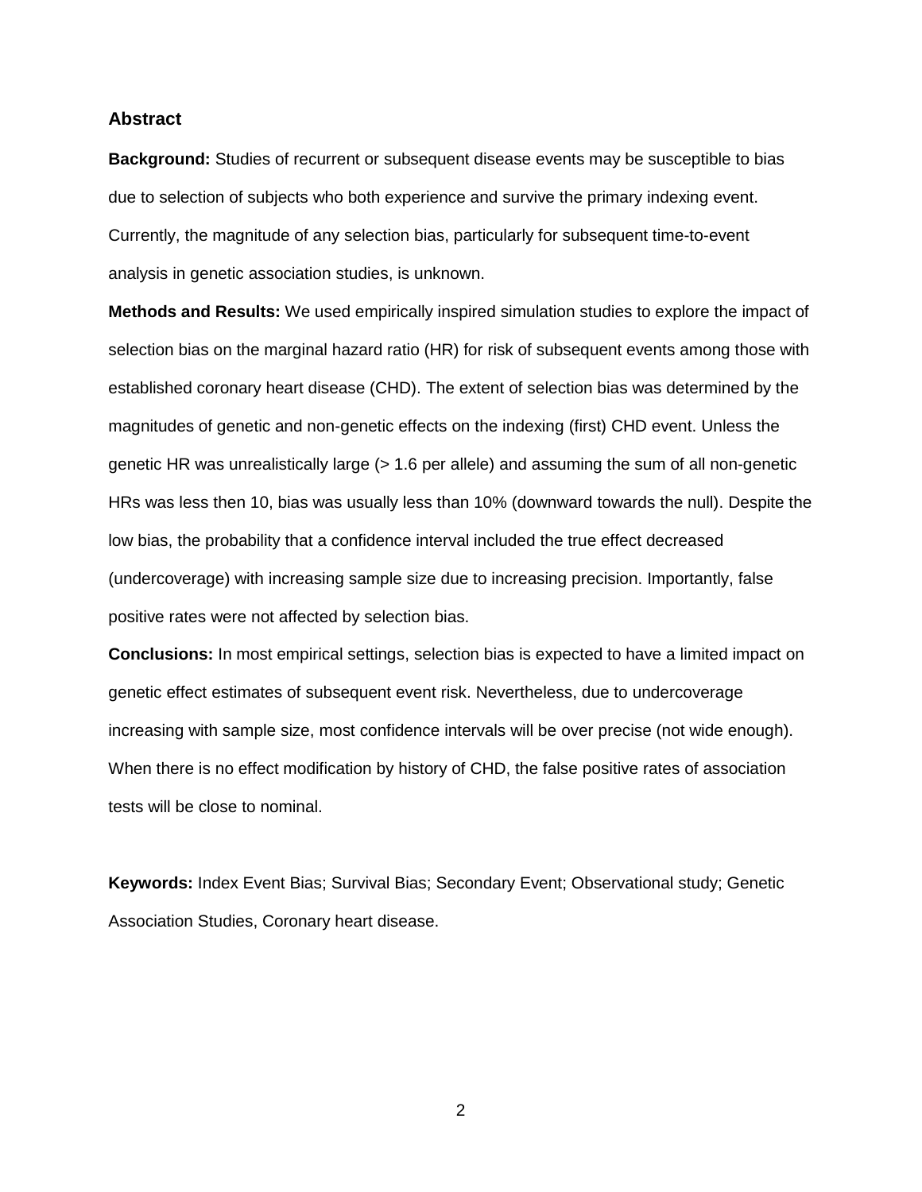## Abstract

**Background:** Studies of recurrent or subsequent disease events may be susceptible to bias due to selection of subjects who both experience and survive the primary indexing event. Currently, the magnitude of any selection bias, particularly for subsequent time-to-event analysis in genetic association studies, is unknown.

**Methods and Results:** We used empirically inspired simulation studies to explore the impact of selection bias on the marginal hazard ratio (HR) for risk of subsequent events among those with established coronary heart disease (CHD). The extent of selection bias was determined by the magnitudes of genetic and non-genetic effects on the indexing (first) CHD event. Unless the genetic HR was unrealistically large (> 1.6 per allele) and assuming the sum of all non-genetic HRs was less then 10, bias was usually less than 10% (downward towards the null). Despite the low bias, the probability that a confidence interval included the true effect decreased (undercoverage) with increasing sample size due to increasing precision. Importantly, false positive rates were not affected by selection bias.

**Conclusions:** In most empirical settings, selection bias is expected to have a limited impact on genetic effect estimates of subsequent event risk. Nevertheless, due to undercoverage increasing with sample size, most confidence intervals will be over precise (not wide enough). When there is no effect modification by history of CHD, the false positive rates of association tests will be close to nominal.

**Keywords:** Index Event Bias; Survival Bias; Secondary Event; Observational study; Genetic Association Studies, Coronary heart disease.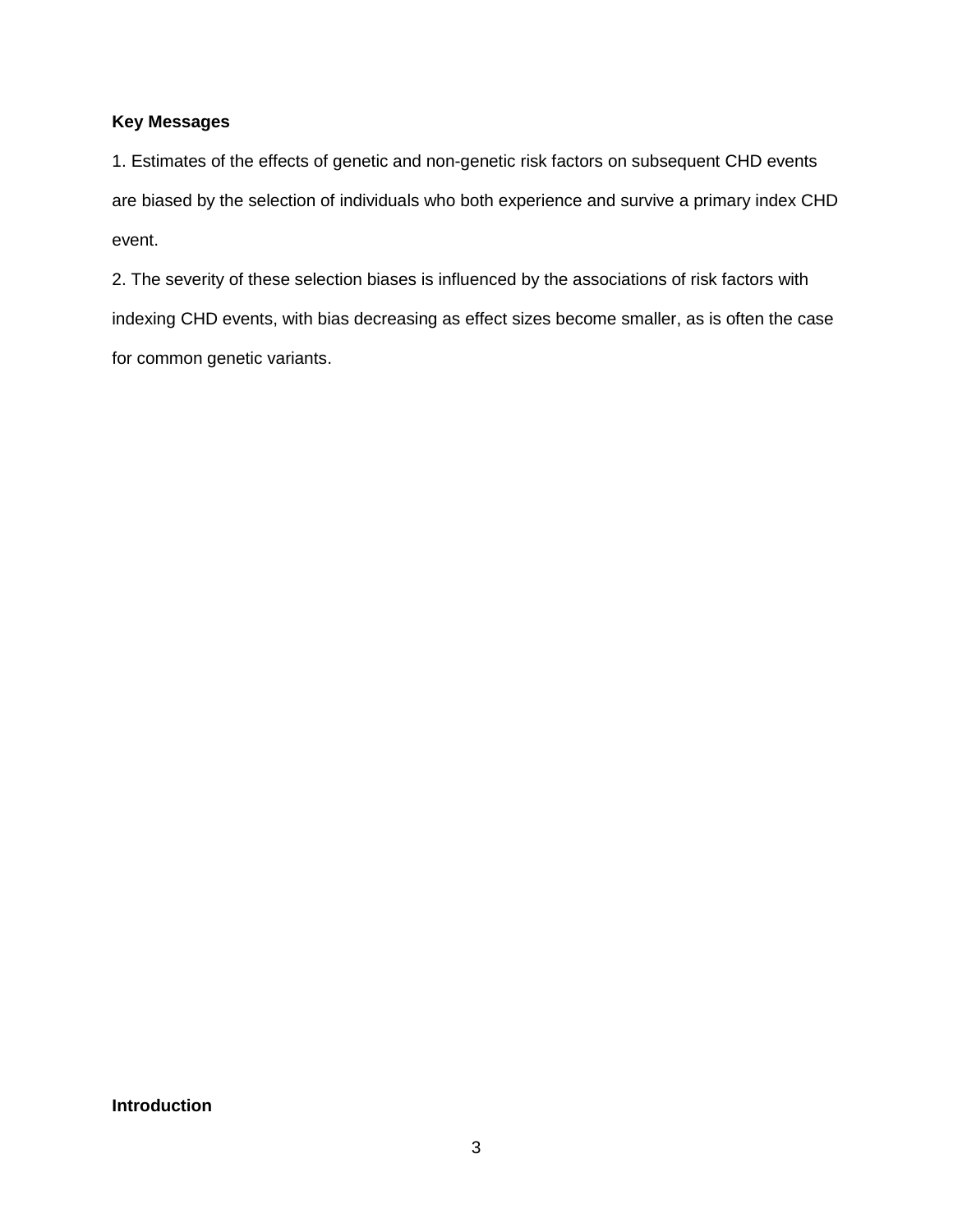**Key Messages**

1. Estimates of the effects of genetic and non-genetic risk factors on subsequent CHD events are biased by the selection of individuals who both experience and survive a primary index CHD event.

2. The severity of these selection biases is influenced by the associations of risk factors with indexing CHD events, with bias decreasing as effect sizes become smaller, as is often the case for common genetic variants.

**Introduction**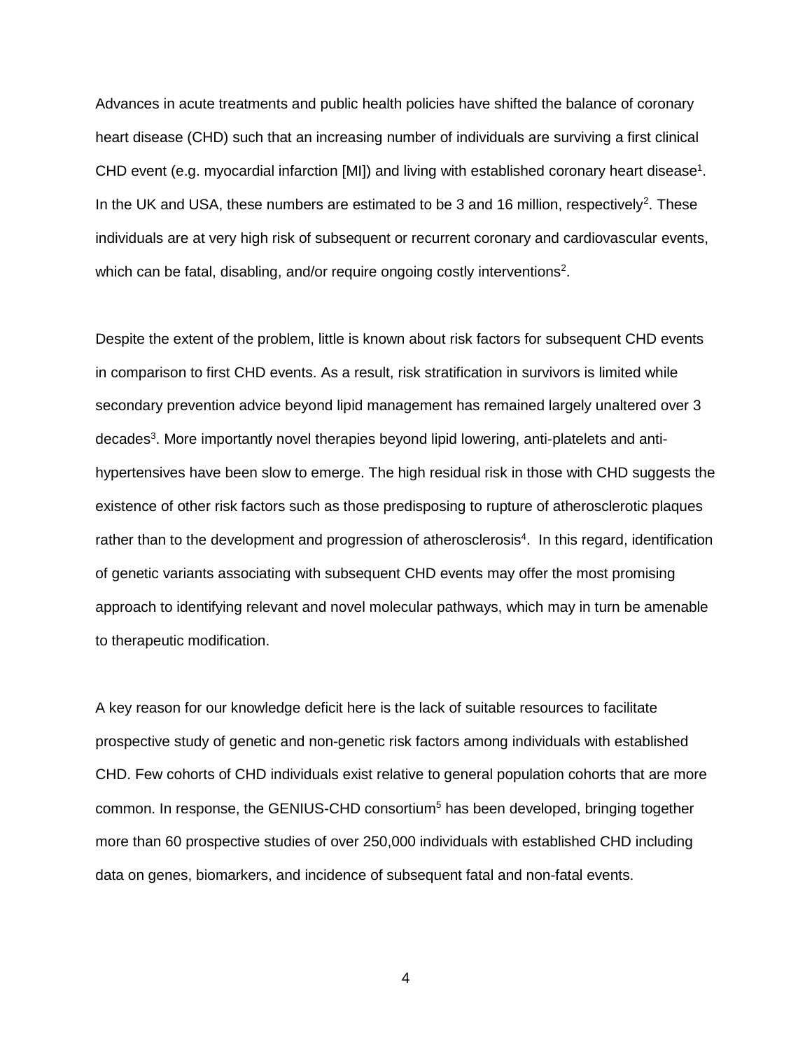Advances in acute treatments and public health policies have shifted the balance of coronary heart disease (CHD) such that an increasing number of individuals are surviving a first clinical CHD event (e.g. myocardial infarction [MI]) and living with established coronary heart disease[1]. In the UK and USA, these numbers are estimated to be 3 and 16 million, respectively[2]. These individuals are at very high risk of subsequent or recurrent coronary and cardiovascular events, which can be fatal, disabling, and/or require ongoing costly interventions[2].

Despite the extent of the problem, little is known about risk factors for subsequent CHD events in comparison to first CHD events. As a result, risk stratification in survivors is limited while secondary prevention advice beyond lipid management has remained largely unaltered over 3 decades[3]. More importantly novel therapies beyond lipid lowering, anti-platelets and anti-hypertensives have been slow to emerge. The high residual risk in those with CHD suggests the existence of other risk factors such as those predisposing to rupture of atherosclerotic plaques rather than to the development and progression of atherosclerosis[4]. In this regard, identification of genetic variants associating with subsequent CHD events may offer the most promising approach to identifying relevant and novel molecular pathways, which may in turn be amenable to therapeutic modification.

A key reason for our knowledge deficit here is the lack of suitable resources to facilitate prospective study of genetic and non-genetic risk factors among individuals with established CHD. Few cohorts of CHD individuals exist relative to general population cohorts that are more common. In response, the GENIUS-CHD consortium[5] has been developed, bringing together more than 60 prospective studies of over 250,000 individuals with established CHD including data on genes, biomarkers, and incidence of subsequent fatal and non-fatal events.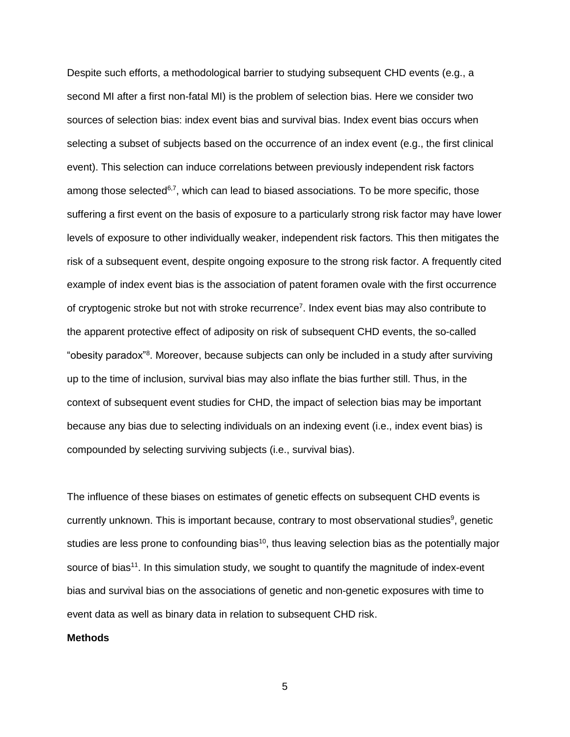Despite such efforts, a methodological barrier to studying subsequent CHD events (e.g., a second MI after a first non-fatal MI) is the problem of selection bias. Here we consider two sources of selection bias: index event bias and survival bias. Index event bias occurs when selecting a subset of subjects based on the occurrence of an index event (e.g., the first clinical event). This selection can induce correlations between previously independent risk factors among those selected[6,7], which can lead to biased associations. To be more specific, those suffering a first event on the basis of exposure to a particularly strong risk factor may have lower levels of exposure to other individually weaker, independent risk factors. This then mitigates the risk of a subsequent event, despite ongoing exposure to the strong risk factor. A frequently cited example of index event bias is the association of patent foramen ovale with the first occurrence of cryptogenic stroke but not with stroke recurrence[7]. Index event bias may also contribute to the apparent protective effect of adiposity on risk of subsequent CHD events, the so-called "obesity paradox"[8]. Moreover, because subjects can only be included in a study after surviving up to the time of inclusion, survival bias may also inflate the bias further still. Thus, in the context of subsequent event studies for CHD, the impact of selection bias may be important because any bias due to selecting individuals on an indexing event (i.e., index event bias) is compounded by selecting surviving subjects (i.e., survival bias).

The influence of these biases on estimates of genetic effects on subsequent CHD events is currently unknown. This is important because, contrary to most observational studies[9], genetic studies are less prone to confounding bias[10], thus leaving selection bias as the potentially major source of bias[11]. In this simulation study, we sought to quantify the magnitude of index-event bias and survival bias on the associations of genetic and non-genetic exposures with time to event data as well as binary data in relation to subsequent CHD risk.

**Methods**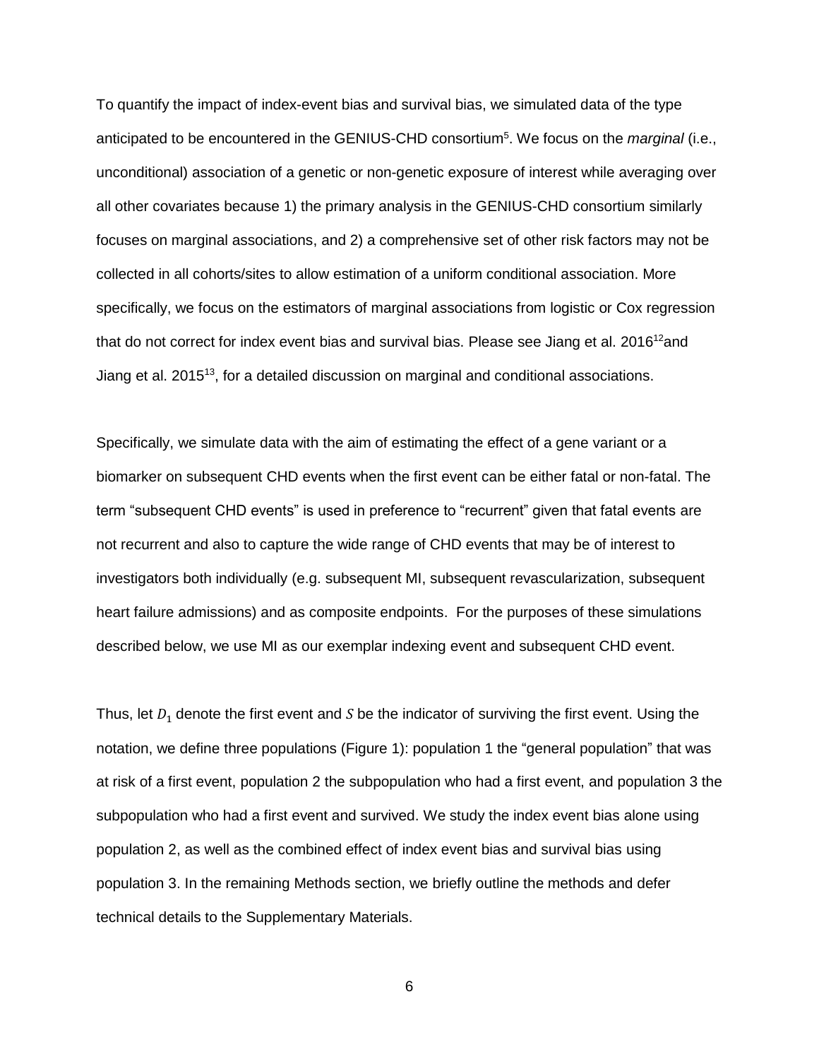To quantify the impact of index-event bias and survival bias, we simulated data of the type anticipated to be encountered in the GENIUS-CHD consortium[5]. We focus on the *marginal* (i.e., unconditional) association of a genetic or non-genetic exposure of interest while averaging over all other covariates because 1) the primary analysis in the GENIUS-CHD consortium similarly focuses on marginal associations, and 2) a comprehensive set of other risk factors may not be collected in all cohorts/sites to allow estimation of a uniform conditional association. More specifically, we focus on the estimators of marginal associations from logistic or Cox regression that do not correct for index event bias and survival bias. Please see Jiang et al. 2016[12]and Jiang et al. 2015[13], for a detailed discussion on marginal and conditional associations.

Specifically, we simulate data with the aim of estimating the effect of a gene variant or a biomarker on subsequent CHD events when the first event can be either fatal or non-fatal. The term "subsequent CHD events" is used in preference to "recurrent" given that fatal events are not recurrent and also to capture the wide range of CHD events that may be of interest to investigators both individually (e.g. subsequent MI, subsequent revascularization, subsequent heart failure admissions) and as composite endpoints. For the purposes of these simulations described below, we use MI as our exemplar indexing event and subsequent CHD event.

Thus, let $D_1$ denote the first event and $S$ be the indicator of surviving the first event. Using the notation, we define three populations (Figure 1): population 1 the "general population" that was at risk of a first event, population 2 the subpopulation who had a first event, and population 3 the subpopulation who had a first event and survived. We study the index event bias alone using population 2, as well as the combined effect of index event bias and survival bias using population 3. In the remaining Methods section, we briefly outline the methods and defer technical details to the Supplementary Materials.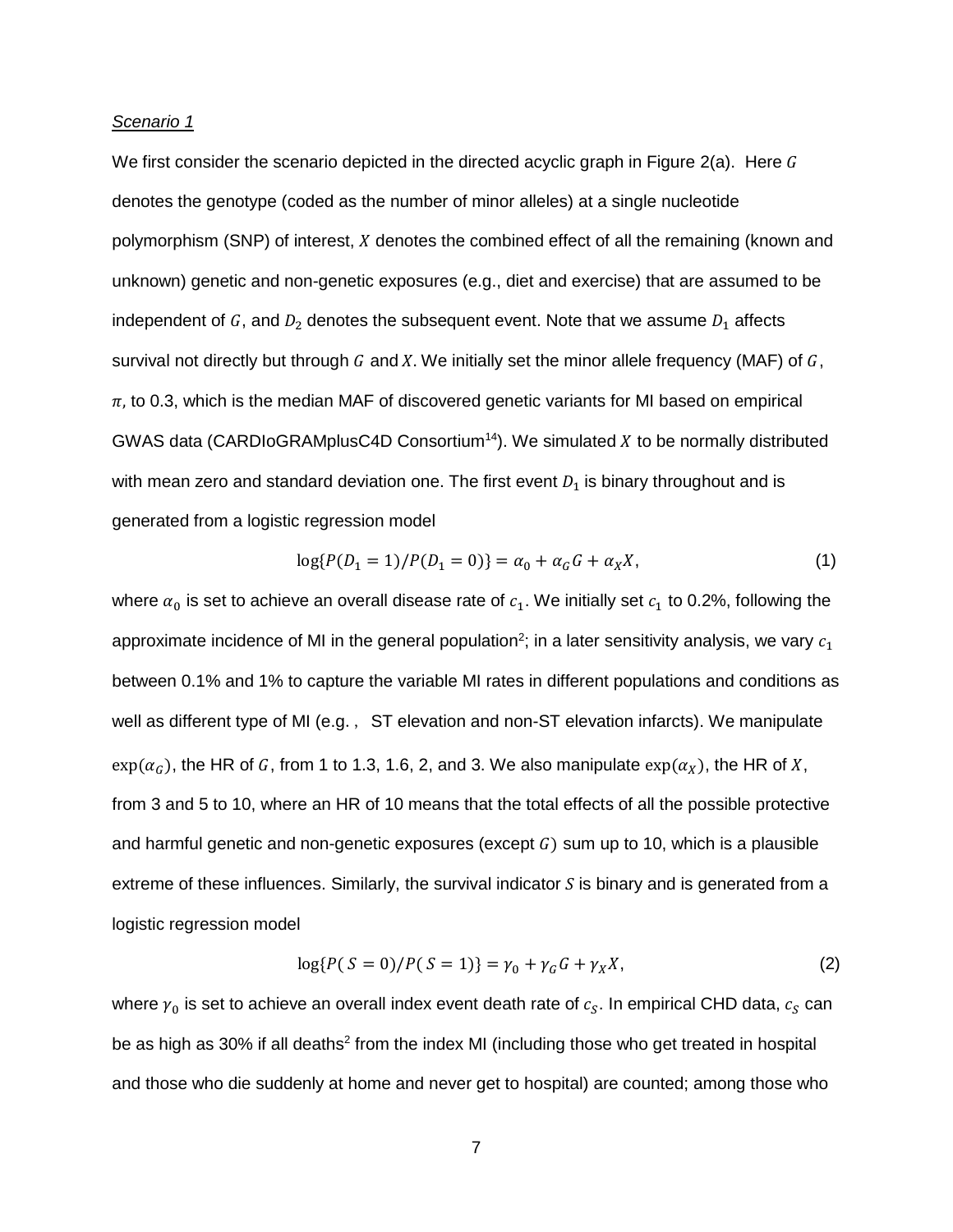*Scenario 1*

We first consider the scenario depicted in the directed acyclic graph in Figure 2(a). Here $G$ denotes the genotype (coded as the number of minor alleles) at a single nucleotide polymorphism (SNP) of interest, $X$ denotes the combined effect of all the remaining (known and unknown) genetic and non-genetic exposures (e.g., diet and exercise) that are assumed to be independent of $G$, and $D_2$ denotes the subsequent event. Note that we assume $D_1$ affects survival not directly but through $G$ and $X$. We initially set the minor allele frequency (MAF) of $G$, $\pi$, to 0.3, which is the median MAF of discovered genetic variants for MI based on empirical GWAS data (CARDIoGRAMplusC4D Consortium[14]). We simulated $X$ to be normally distributed with mean zero and standard deviation one. The first event $D_1$ is binary throughout and is generated from a logistic regression model

$$\log\{P(D_1 = 1)/P(D_1 = 0)\} = \alpha_0 + \alpha_G G + \alpha_X X, \tag{1}$$

where $\alpha_0$ is set to achieve an overall disease rate of $c_1$. We initially set $c_1$ to 0.2%, following the approximate incidence of MI in the general population[2]; in a later sensitivity analysis, we vary $c_1$ between 0.1% and 1% to capture the variable MI rates in different populations and conditions as well as different type of MI (e.g. , ST elevation and non-ST elevation infarcts). We manipulate $\exp(\alpha_G)$, the HR of $G$, from 1 to 1.3, 1.6, 2, and 3. We also manipulate $\exp(\alpha_X)$, the HR of $X$, from 3 and 5 to 10, where an HR of 10 means that the total effects of all the possible protective and harmful genetic and non-genetic exposures (except $G$) sum up to 10, which is a plausible extreme of these influences. Similarly, the survival indicator $S$ is binary and is generated from a logistic regression model

$$\log\{P( S = 0)/P( S = 1)\} = \gamma_0 + \gamma_G G + \gamma_X X, \tag{2}$$

where $\gamma_0$ is set to achieve an overall index event death rate of $c_S$. In empirical CHD data, $c_S$ can be as high as 30% if all deaths[2] from the index MI (including those who get treated in hospital and those who die suddenly at home and never get to hospital) are counted; among those who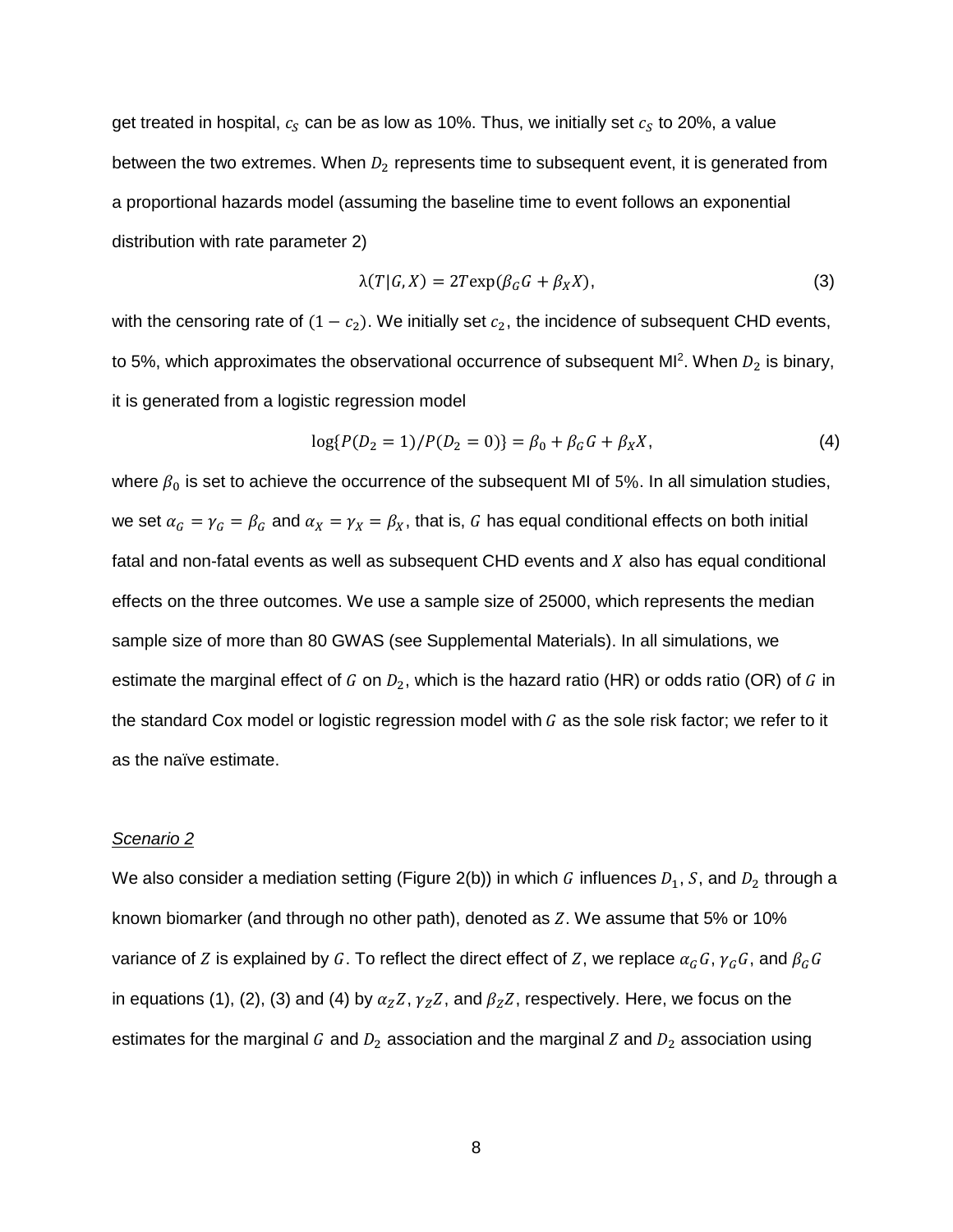get treated in hospital, $c_S$ can be as low as 10%. Thus, we initially set $c_S$ to 20%, a value between the two extremes. When $D_2$ represents time to subsequent event, it is generated from a proportional hazards model (assuming the baseline time to event follows an exponential distribution with rate parameter 2)

$$\lambda(T|G, X) = 2T\exp(\beta_G G + \beta_X X), \tag{3}$$

with the censoring rate of $(1 - c_2)$. We initially set $c_2$, the incidence of subsequent CHD events, to 5%, which approximates the observational occurrence of subsequent MI[2]. When $D_2$ is binary, it is generated from a logistic regression model

$$\log\{P(D_2 = 1)/P(D_2 = 0)\} = \beta_0 + \beta_G G + \beta_X X, \tag{4}$$

where $\beta_0$ is set to achieve the occurrence of the subsequent MI of 5%. In all simulation studies, we set $\alpha_G = \gamma_G = \beta_G$ and $\alpha_X = \gamma_X = \beta_X$, that is, $G$ has equal conditional effects on both initial fatal and non-fatal events as well as subsequent CHD events and $X$ also has equal conditional effects on the three outcomes. We use a sample size of 25000, which represents the median sample size of more than 80 GWAS (see Supplemental Materials). In all simulations, we estimate the marginal effect of $G$ on $D_2$, which is the hazard ratio (HR) or odds ratio (OR) of $G$ in the standard Cox model or logistic regression model with $G$ as the sole risk factor; we refer to it as the naïve estimate.

*Scenario 2*

We also consider a mediation setting (Figure 2(b)) in which $G$ influences $D_1$, $S$, and $D_2$ through a known biomarker (and through no other path), denoted as $Z$. We assume that 5% or 10% variance of $Z$ is explained by $G$. To reflect the direct effect of $Z$, we replace $\alpha_G G$, $\gamma_G G$, and $\beta_G G$ in equations (1), (2), (3) and (4) by $\alpha_Z Z$, $\gamma_Z Z$, and $\beta_Z Z$, respectively. Here, we focus on the estimates for the marginal $G$ and $D_2$ association and the marginal $Z$ and $D_2$ association using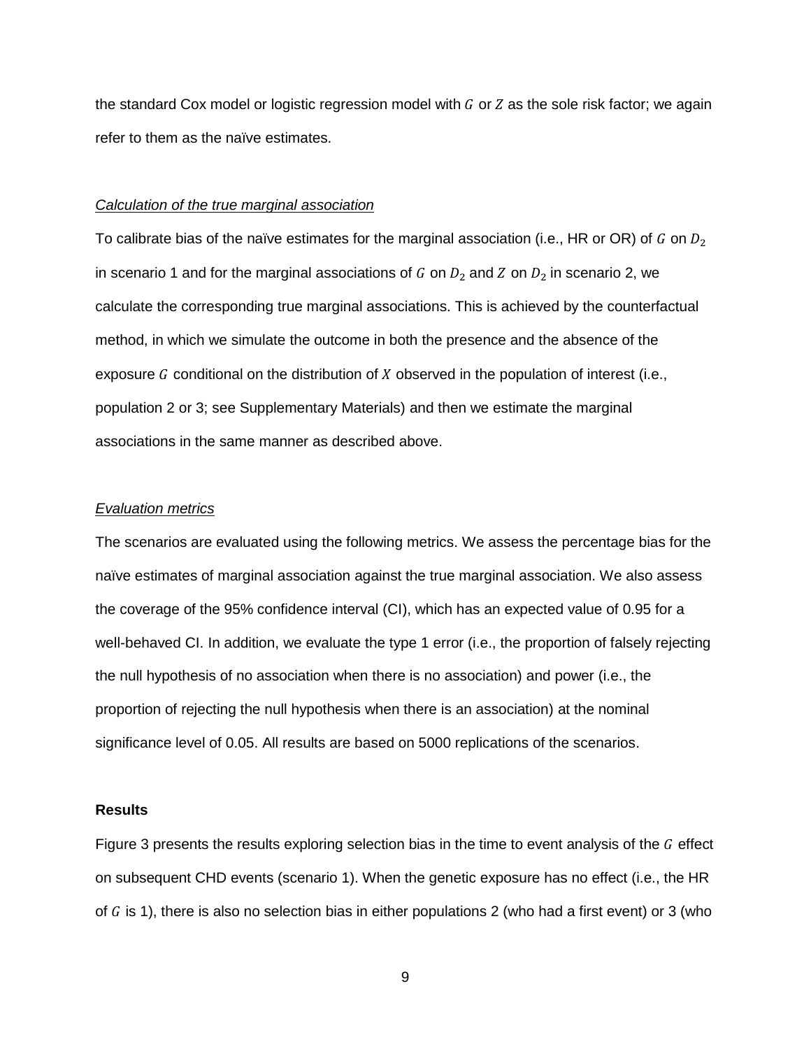the standard Cox model or logistic regression model with $G$ or $Z$ as the sole risk factor; we again refer to them as the naïve estimates.

*Calculation of the true marginal association*

To calibrate bias of the naïve estimates for the marginal association (i.e., HR or OR) of $G$ on $D_2$ in scenario 1 and for the marginal associations of $G$ on $D_2$ and $Z$ on $D_2$ in scenario 2, we calculate the corresponding true marginal associations. This is achieved by the counterfactual method, in which we simulate the outcome in both the presence and the absence of the exposure $G$ conditional on the distribution of $X$ observed in the population of interest (i.e., population 2 or 3; see Supplementary Materials) and then we estimate the marginal associations in the same manner as described above.

*Evaluation metrics*

The scenarios are evaluated using the following metrics. We assess the percentage bias for the naïve estimates of marginal association against the true marginal association. We also assess the coverage of the 95% confidence interval (CI), which has an expected value of 0.95 for a well-behaved CI. In addition, we evaluate the type 1 error (i.e., the proportion of falsely rejecting the null hypothesis of no association when there is no association) and power (i.e., the proportion of rejecting the null hypothesis when there is an association) at the nominal significance level of 0.05. All results are based on 5000 replications of the scenarios.

**Results**

Figure 3 presents the results exploring selection bias in the time to event analysis of the $G$ effect on subsequent CHD events (scenario 1). When the genetic exposure has no effect (i.e., the HR of $G$ is 1), there is also no selection bias in either populations 2 (who had a first event) or 3 (who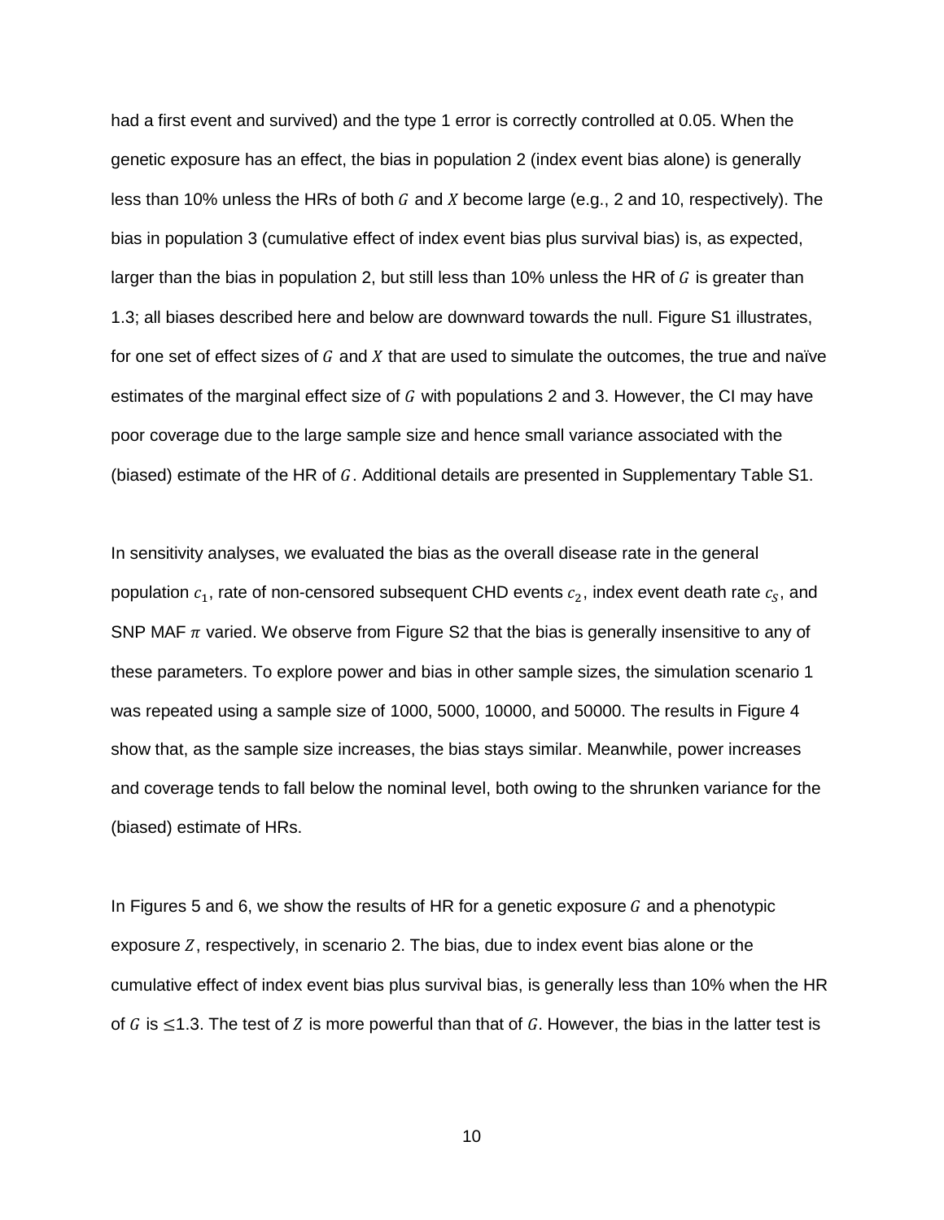had a first event and survived) and the type 1 error is correctly controlled at 0.05. When the genetic exposure has an effect, the bias in population 2 (index event bias alone) is generally less than 10% unless the HRs of both $G$ and $X$ become large (e.g., 2 and 10, respectively). The bias in population 3 (cumulative effect of index event bias plus survival bias) is, as expected, larger than the bias in population 2, but still less than 10% unless the HR of $G$ is greater than 1.3; all biases described here and below are downward towards the null. Figure S1 illustrates, for one set of effect sizes of $G$ and $X$ that are used to simulate the outcomes, the true and naïve estimates of the marginal effect size of $G$ with populations 2 and 3. However, the CI may have poor coverage due to the large sample size and hence small variance associated with the (biased) estimate of the HR of $G$. Additional details are presented in Supplementary Table S1.

In sensitivity analyses, we evaluated the bias as the overall disease rate in the general population $c_1$, rate of non-censored subsequent CHD events $c_2$, index event death rate $c_S$, and SNP MAF $\pi$ varied. We observe from Figure S2 that the bias is generally insensitive to any of these parameters. To explore power and bias in other sample sizes, the simulation scenario 1 was repeated using a sample size of 1000, 5000, 10000, and 50000. The results in Figure 4 show that, as the sample size increases, the bias stays similar. Meanwhile, power increases and coverage tends to fall below the nominal level, both owing to the shrunken variance for the (biased) estimate of HRs.

In Figures 5 and 6, we show the results of HR for a genetic exposure $G$ and a phenotypic exposure $Z$, respectively, in scenario 2. The bias, due to index event bias alone or the cumulative effect of index event bias plus survival bias, is generally less than 10% when the HR of $G$ is $\leq$1.3. The test of $Z$ is more powerful than that of $G$. However, the bias in the latter test is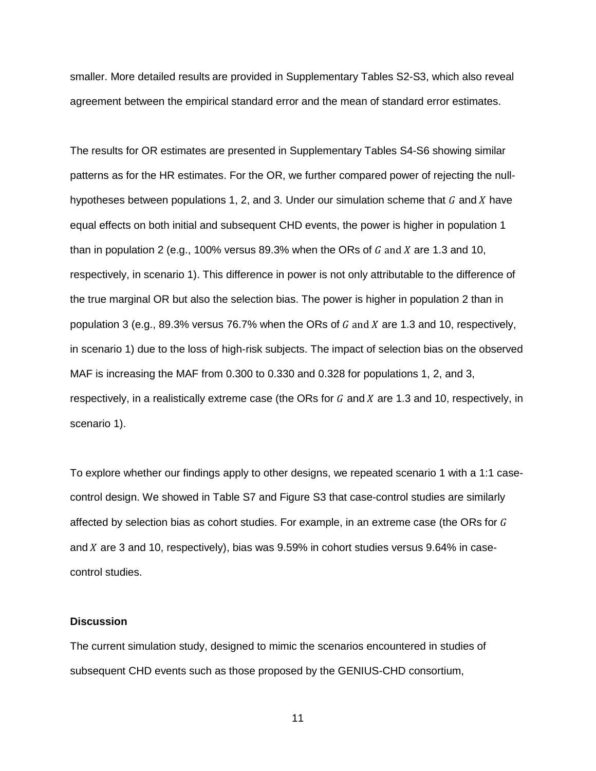smaller. More detailed results are provided in Supplementary Tables S2-S3, which also reveal agreement between the empirical standard error and the mean of standard error estimates.

The results for OR estimates are presented in Supplementary Tables S4-S6 showing similar patterns as for the HR estimates. For the OR, we further compared power of rejecting the null-hypotheses between populations 1, 2, and 3. Under our simulation scheme that $G$ and $X$ have equal effects on both initial and subsequent CHD events, the power is higher in population 1 than in population 2 (e.g., 100% versus 89.3% when the ORs of $G$ and $X$ are 1.3 and 10, respectively, in scenario 1). This difference in power is not only attributable to the difference of the true marginal OR but also the selection bias. The power is higher in population 2 than in population 3 (e.g., 89.3% versus 76.7% when the ORs of $G$ and $X$ are 1.3 and 10, respectively, in scenario 1) due to the loss of high-risk subjects. The impact of selection bias on the observed MAF is increasing the MAF from 0.300 to 0.330 and 0.328 for populations 1, 2, and 3, respectively, in a realistically extreme case (the ORs for $G$ and $X$ are 1.3 and 10, respectively, in scenario 1).

To explore whether our findings apply to other designs, we repeated scenario 1 with a 1:1 case-control design. We showed in Table S7 and Figure S3 that case-control studies are similarly affected by selection bias as cohort studies. For example, in an extreme case (the ORs for $G$ and $X$ are 3 and 10, respectively), bias was 9.59% in cohort studies versus 9.64% in case-control studies.

### Discussion

The current simulation study, designed to mimic the scenarios encountered in studies of subsequent CHD events such as those proposed by the GENIUS-CHD consortium,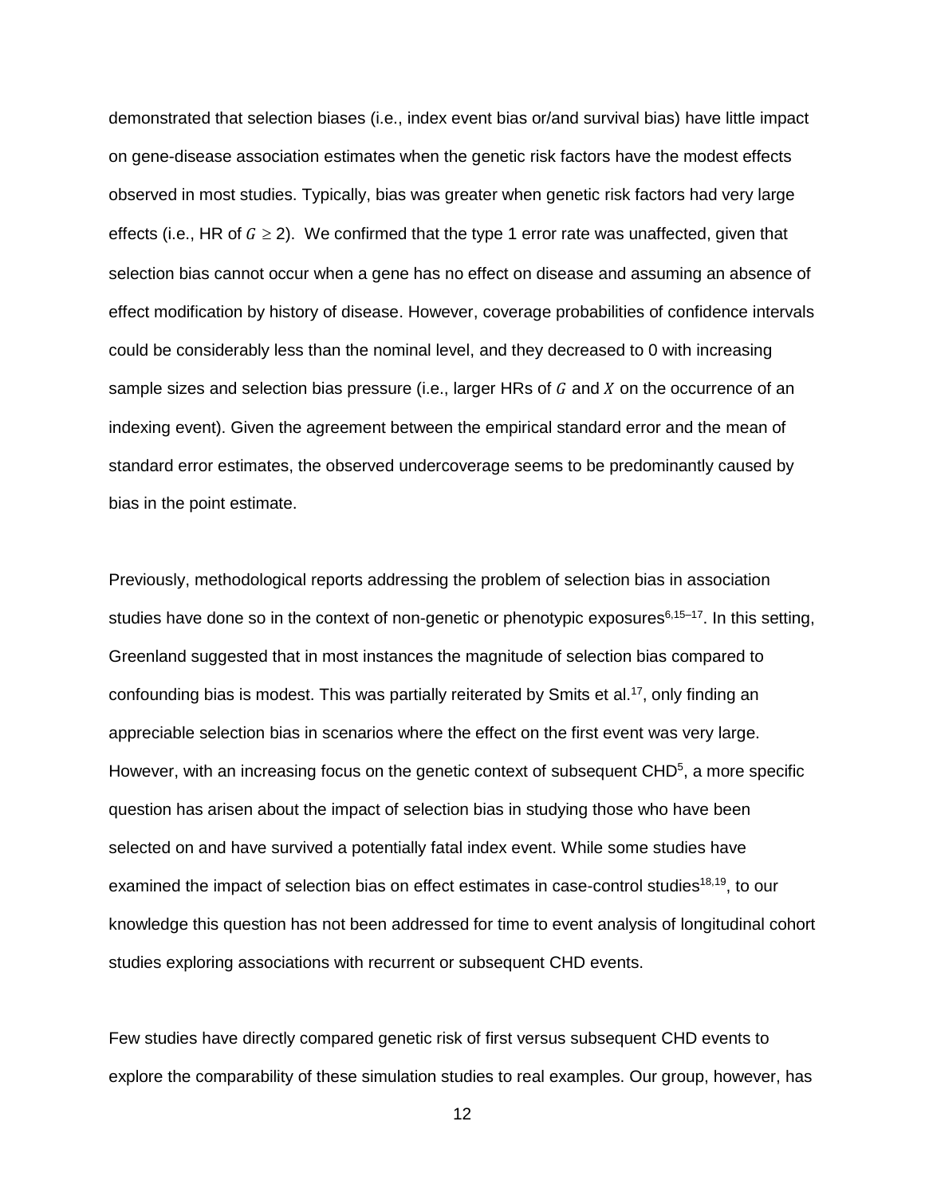demonstrated that selection biases (i.e., index event bias or/and survival bias) have little impact on gene-disease association estimates when the genetic risk factors have the modest effects observed in most studies. Typically, bias was greater when genetic risk factors had very large effects (i.e., HR of $G \geq 2$). We confirmed that the type 1 error rate was unaffected, given that selection bias cannot occur when a gene has no effect on disease and assuming an absence of effect modification by history of disease. However, coverage probabilities of confidence intervals could be considerably less than the nominal level, and they decreased to 0 with increasing sample sizes and selection bias pressure (i.e., larger HRs of $G$ and $X$ on the occurrence of an indexing event). Given the agreement between the empirical standard error and the mean of standard error estimates, the observed undercoverage seems to be predominantly caused by bias in the point estimate.

Previously, methodological reports addressing the problem of selection bias in association studies have done so in the context of non-genetic or phenotypic exposures[6,15–17]. In this setting, Greenland suggested that in most instances the magnitude of selection bias compared to confounding bias is modest. This was partially reiterated by Smits et al.[17], only finding an appreciable selection bias in scenarios where the effect on the first event was very large. However, with an increasing focus on the genetic context of subsequent CHD[5], a more specific question has arisen about the impact of selection bias in studying those who have been selected on and have survived a potentially fatal index event. While some studies have examined the impact of selection bias on effect estimates in case-control studies[18,19], to our knowledge this question has not been addressed for time to event analysis of longitudinal cohort studies exploring associations with recurrent or subsequent CHD events.

Few studies have directly compared genetic risk of first versus subsequent CHD events to explore the comparability of these simulation studies to real examples. Our group, however, has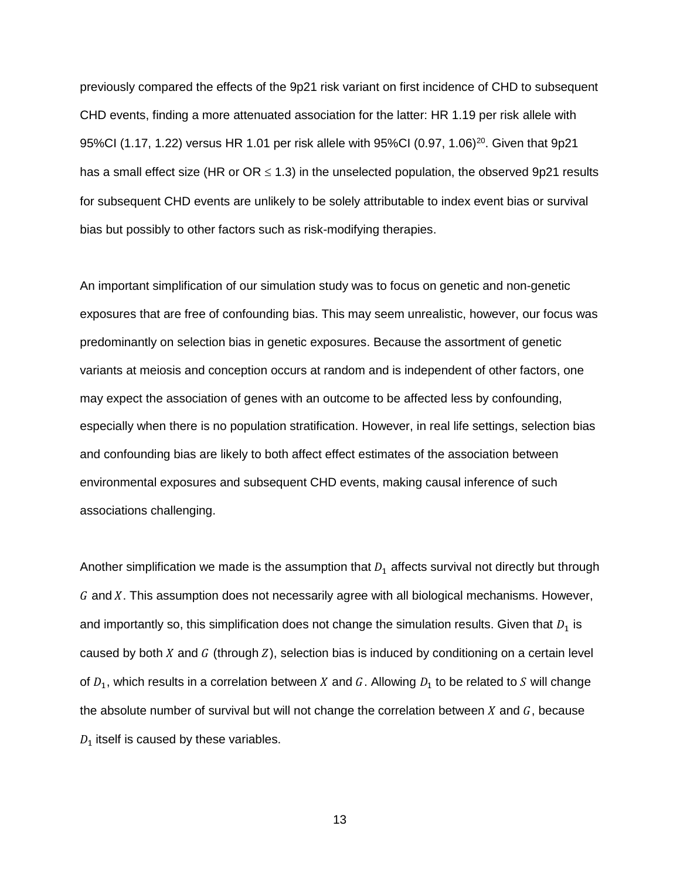previously compared the effects of the 9p21 risk variant on first incidence of CHD to subsequent CHD events, finding a more attenuated association for the latter: HR 1.19 per risk allele with 95%CI (1.17, 1.22) versus HR 1.01 per risk allele with 95%CI (0.97, 1.06)[20]. Given that 9p21 has a small effect size (HR or OR $\leq$ 1.3) in the unselected population, the observed 9p21 results for subsequent CHD events are unlikely to be solely attributable to index event bias or survival bias but possibly to other factors such as risk-modifying therapies.

An important simplification of our simulation study was to focus on genetic and non-genetic exposures that are free of confounding bias. This may seem unrealistic, however, our focus was predominantly on selection bias in genetic exposures. Because the assortment of genetic variants at meiosis and conception occurs at random and is independent of other factors, one may expect the association of genes with an outcome to be affected less by confounding, especially when there is no population stratification. However, in real life settings, selection bias and confounding bias are likely to both affect effect estimates of the association between environmental exposures and subsequent CHD events, making causal inference of such associations challenging.

Another simplification we made is the assumption that $D_1$ affects survival not directly but through $G$ and $X$. This assumption does not necessarily agree with all biological mechanisms. However, and importantly so, this simplification does not change the simulation results. Given that $D_1$ is caused by both $X$ and $G$ (through $Z$), selection bias is induced by conditioning on a certain level of $D_1$, which results in a correlation between $X$ and $G$. Allowing $D_1$ to be related to $S$ will change the absolute number of survival but will not change the correlation between $X$ and $G$, because $D_1$ itself is caused by these variables.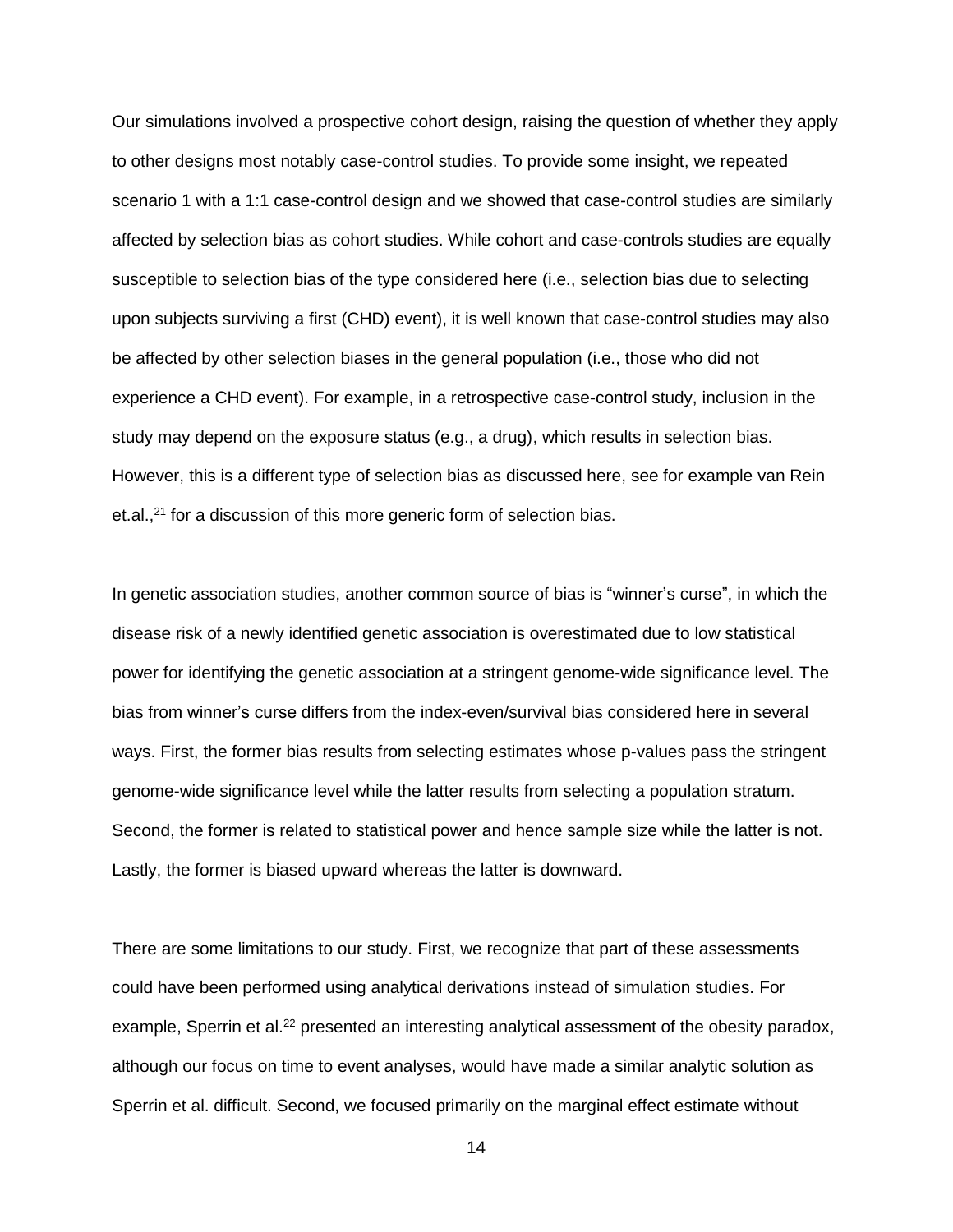Our simulations involved a prospective cohort design, raising the question of whether they apply to other designs most notably case-control studies. To provide some insight, we repeated scenario 1 with a 1:1 case-control design and we showed that case-control studies are similarly affected by selection bias as cohort studies. While cohort and case-controls studies are equally susceptible to selection bias of the type considered here (i.e., selection bias due to selecting upon subjects surviving a first (CHD) event), it is well known that case-control studies may also be affected by other selection biases in the general population (i.e., those who did not experience a CHD event). For example, in a retrospective case-control study, inclusion in the study may depend on the exposure status (e.g., a drug), which results in selection bias. However, this is a different type of selection bias as discussed here, see for example van Rein et.al.,[21] for a discussion of this more generic form of selection bias.

In genetic association studies, another common source of bias is "winner's curse", in which the disease risk of a newly identified genetic association is overestimated due to low statistical power for identifying the genetic association at a stringent genome-wide significance level. The bias from winner's curse differs from the index-even/survival bias considered here in several ways. First, the former bias results from selecting estimates whose p-values pass the stringent genome-wide significance level while the latter results from selecting a population stratum. Second, the former is related to statistical power and hence sample size while the latter is not. Lastly, the former is biased upward whereas the latter is downward.

There are some limitations to our study. First, we recognize that part of these assessments could have been performed using analytical derivations instead of simulation studies. For example, Sperrin et al.[22] presented an interesting analytical assessment of the obesity paradox, although our focus on time to event analyses, would have made a similar analytic solution as Sperrin et al. difficult. Second, we focused primarily on the marginal effect estimate without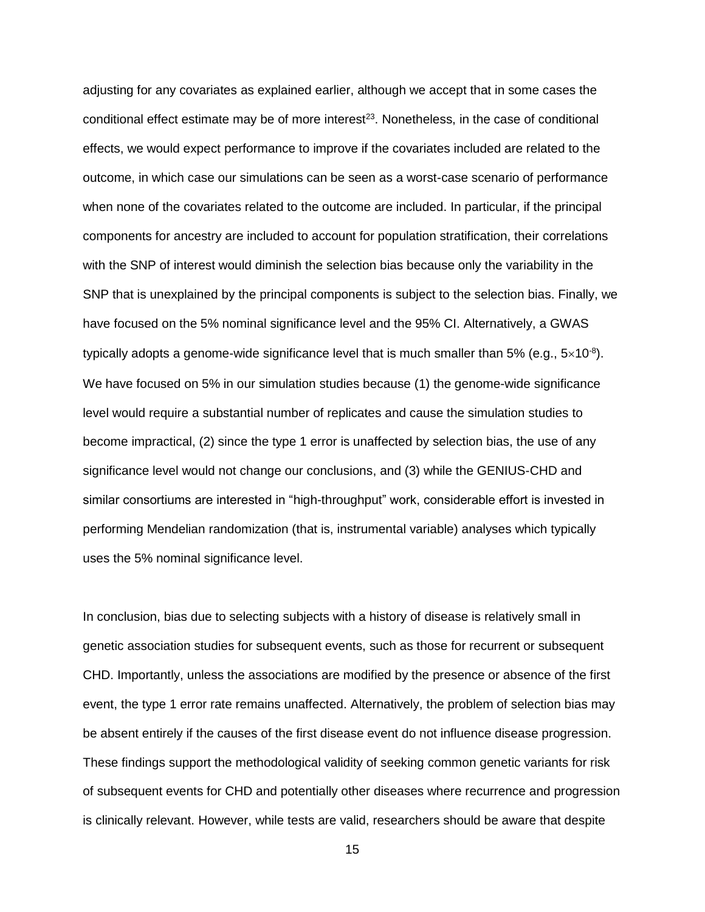adjusting for any covariates as explained earlier, although we accept that in some cases the conditional effect estimate may be of more interest[23]. Nonetheless, in the case of conditional effects, we would expect performance to improve if the covariates included are related to the outcome, in which case our simulations can be seen as a worst-case scenario of performance when none of the covariates related to the outcome are included. In particular, if the principal components for ancestry are included to account for population stratification, their correlations with the SNP of interest would diminish the selection bias because only the variability in the SNP that is unexplained by the principal components is subject to the selection bias. Finally, we have focused on the 5% nominal significance level and the 95% CI. Alternatively, a GWAS typically adopts a genome-wide significance level that is much smaller than 5% (e.g., $5\times10^{-8}$). We have focused on 5% in our simulation studies because (1) the genome-wide significance level would require a substantial number of replicates and cause the simulation studies to become impractical, (2) since the type 1 error is unaffected by selection bias, the use of any significance level would not change our conclusions, and (3) while the GENIUS-CHD and similar consortiums are interested in "high-throughput" work, considerable effort is invested in performing Mendelian randomization (that is, instrumental variable) analyses which typically uses the 5% nominal significance level.

In conclusion, bias due to selecting subjects with a history of disease is relatively small in genetic association studies for subsequent events, such as those for recurrent or subsequent CHD. Importantly, unless the associations are modified by the presence or absence of the first event, the type 1 error rate remains unaffected. Alternatively, the problem of selection bias may be absent entirely if the causes of the first disease event do not influence disease progression. These findings support the methodological validity of seeking common genetic variants for risk of subsequent events for CHD and potentially other diseases where recurrence and progression is clinically relevant. However, while tests are valid, researchers should be aware that despite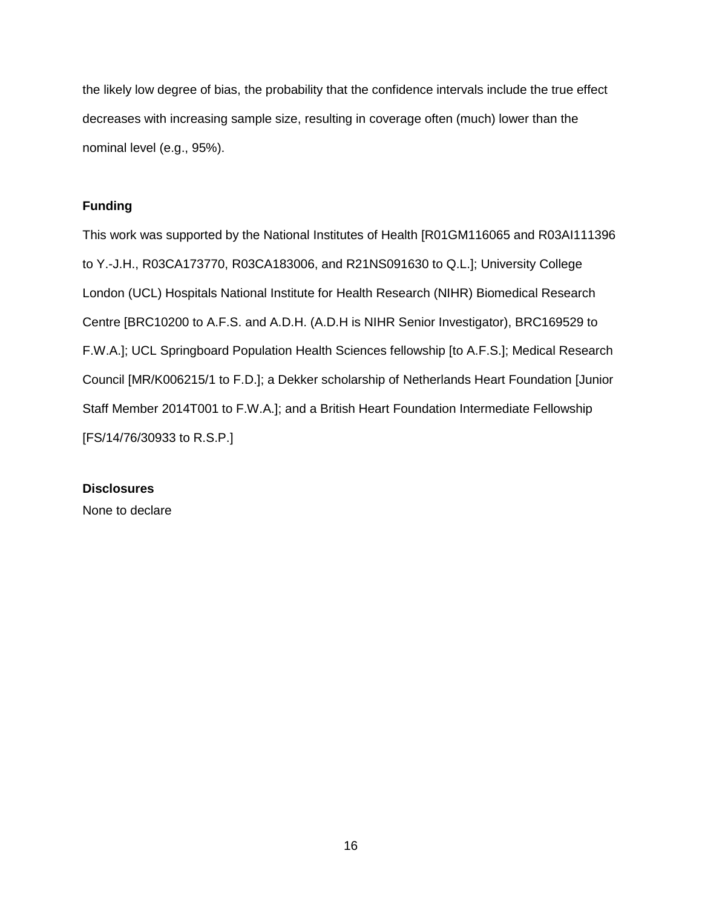the likely low degree of bias, the probability that the confidence intervals include the true effect decreases with increasing sample size, resulting in coverage often (much) lower than the nominal level (e.g., 95%).

**Funding**

This work was supported by the National Institutes of Health [R01GM116065 and R03AI111396 to Y.-J.H., R03CA173770, R03CA183006, and R21NS091630 to Q.L.]; University College London (UCL) Hospitals National Institute for Health Research (NIHR) Biomedical Research Centre [BRC10200 to A.F.S. and A.D.H. (A.D.H is NIHR Senior Investigator), BRC169529 to F.W.A.]; UCL Springboard Population Health Sciences fellowship [to A.F.S.]; Medical Research Council [MR/K006215/1 to F.D.]; a Dekker scholarship of Netherlands Heart Foundation [Junior Staff Member 2014T001 to F.W.A.]; and a British Heart Foundation Intermediate Fellowship [FS/14/76/30933 to R.S.P.]

**Disclosures**

None to declare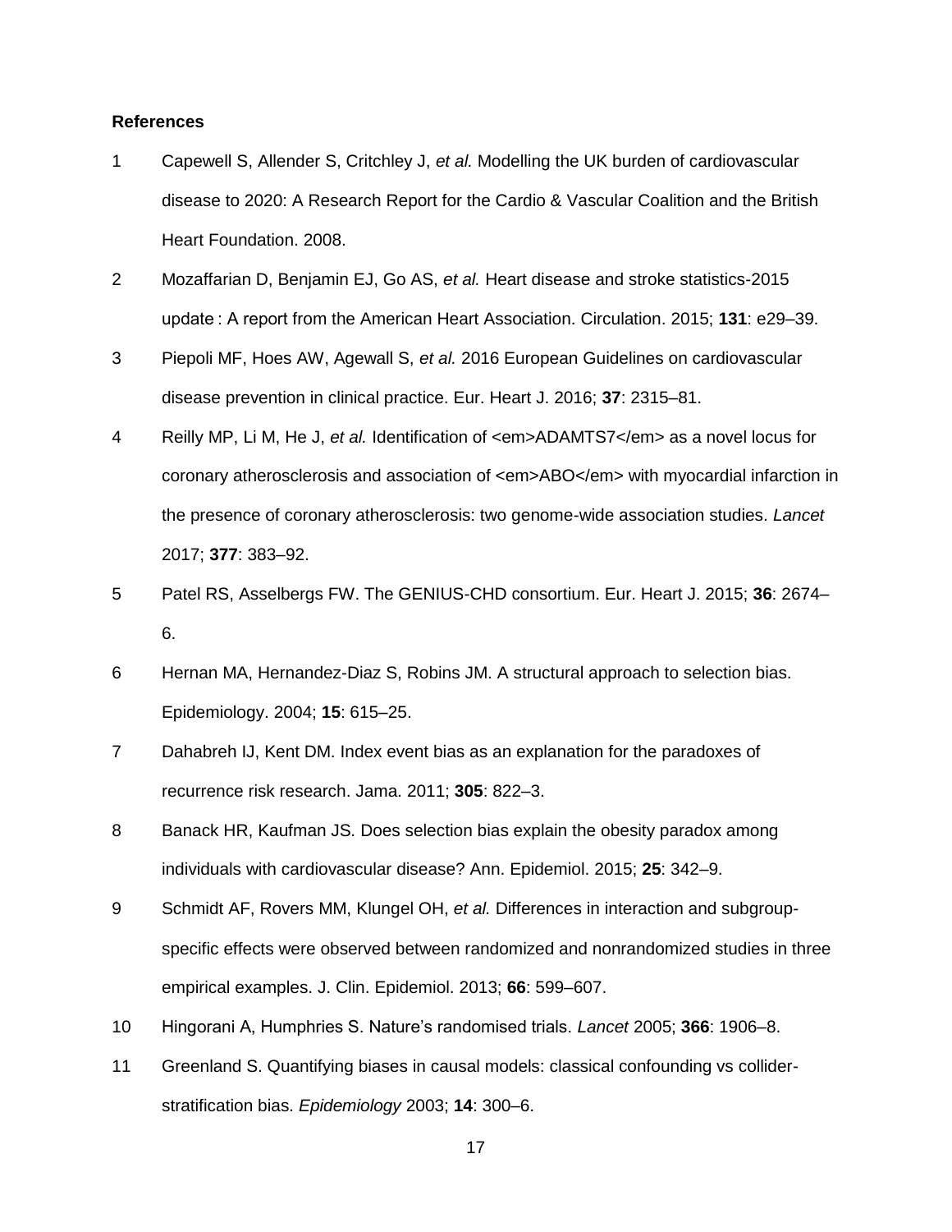**References**

1. Capewell S, Allender S, Critchley J, *et al.* Modelling the UK burden of cardiovascular disease to 2020: A Research Report for the Cardio & Vascular Coalition and the British Heart Foundation. 2008.
2. Mozaffarian D, Benjamin EJ, Go AS, *et al.* Heart disease and stroke statistics-2015 update : A report from the American Heart Association. Circulation. 2015; **131**: e29–39.
3. Piepoli MF, Hoes AW, Agewall S, *et al.* 2016 European Guidelines on cardiovascular disease prevention in clinical practice. Eur. Heart J. 2016; **37**: 2315–81.
4. Reilly MP, Li M, He J, *et al.* Identification of <em>ADAMTS7</em> as a novel locus for coronary atherosclerosis and association of <em>ABO</em> with myocardial infarction in the presence of coronary atherosclerosis: two genome-wide association studies. *Lancet* 2017; **377**: 383–92.
5. Patel RS, Asselbergs FW. The GENIUS-CHD consortium. Eur. Heart J. 2015; **36**: 2674–6.
6. Hernan MA, Hernandez-Diaz S, Robins JM. A structural approach to selection bias. Epidemiology. 2004; **15**: 615–25.
7. Dahabreh IJ, Kent DM. Index event bias as an explanation for the paradoxes of recurrence risk research. Jama. 2011; **305**: 822–3.
8. Banack HR, Kaufman JS. Does selection bias explain the obesity paradox among individuals with cardiovascular disease? Ann. Epidemiol. 2015; **25**: 342–9.
9. Schmidt AF, Rovers MM, Klungel OH, *et al.* Differences in interaction and subgroup-specific effects were observed between randomized and nonrandomized studies in three empirical examples. J. Clin. Epidemiol. 2013; **66**: 599–607.
10. Hingorani A, Humphries S. Nature's randomised trials. *Lancet* 2005; **366**: 1906–8.
11. Greenland S. Quantifying biases in causal models: classical confounding vs collider-stratification bias. *Epidemiology* 2003; **14**: 300–6.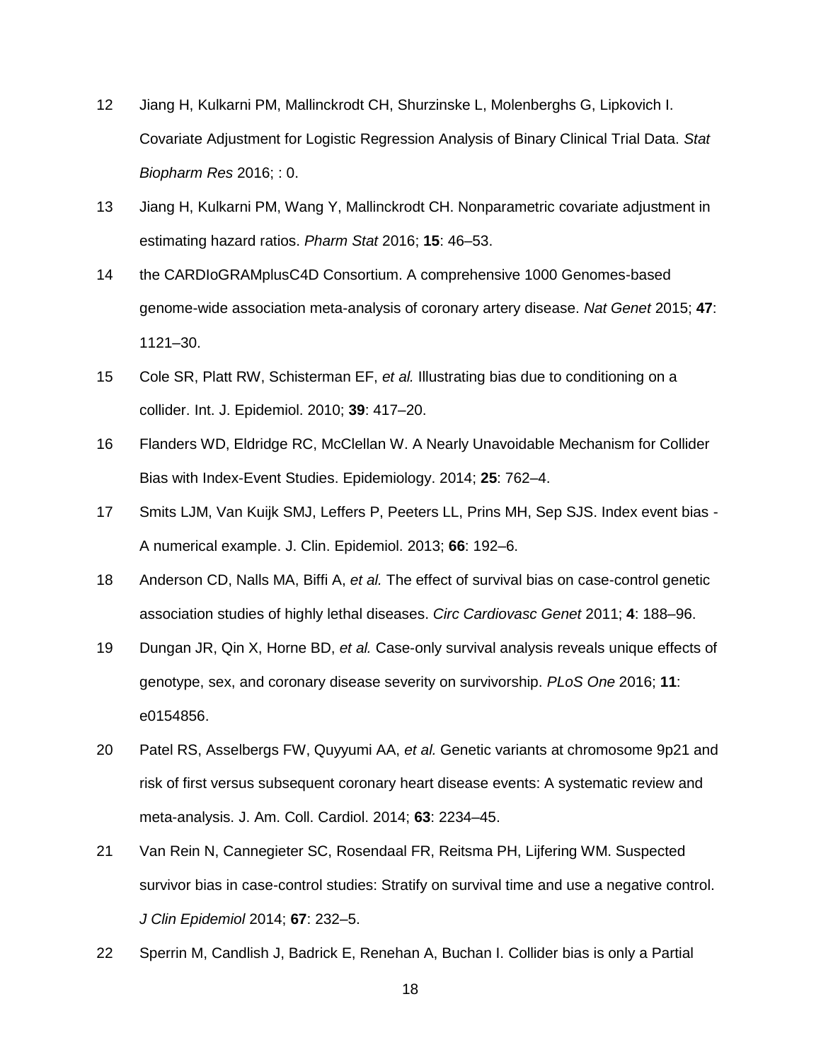12 Jiang H, Kulkarni PM, Mallinckrodt CH, Shurzinske L, Molenberghs G, Lipkovich I. Covariate Adjustment for Logistic Regression Analysis of Binary Clinical Trial Data. *Stat Biopharm Res* 2016; : 0.

13 Jiang H, Kulkarni PM, Wang Y, Mallinckrodt CH. Nonparametric covariate adjustment in estimating hazard ratios. *Pharm Stat* 2016; **15**: 46–53.

14 the CARDIoGRAMplusC4D Consortium. A comprehensive 1000 Genomes-based genome-wide association meta-analysis of coronary artery disease. *Nat Genet* 2015; **47**: 1121–30.

15 Cole SR, Platt RW, Schisterman EF, *et al.* Illustrating bias due to conditioning on a collider. Int. J. Epidemiol. 2010; **39**: 417–20.

16 Flanders WD, Eldridge RC, McClellan W. A Nearly Unavoidable Mechanism for Collider Bias with Index-Event Studies. Epidemiology. 2014; **25**: 762–4.

17 Smits LJM, Van Kuijk SMJ, Leffers P, Peeters LL, Prins MH, Sep SJS. Index event bias - A numerical example. J. Clin. Epidemiol. 2013; **66**: 192–6.

18 Anderson CD, Nalls MA, Biffi A, *et al.* The effect of survival bias on case-control genetic association studies of highly lethal diseases. *Circ Cardiovasc Genet* 2011; **4**: 188–96.

19 Dungan JR, Qin X, Horne BD, *et al.* Case-only survival analysis reveals unique effects of genotype, sex, and coronary disease severity on survivorship. *PLoS One* 2016; **11**: e0154856.

20 Patel RS, Asselbergs FW, Quyyumi AA, *et al.* Genetic variants at chromosome 9p21 and risk of first versus subsequent coronary heart disease events: A systematic review and meta-analysis. J. Am. Coll. Cardiol. 2014; **63**: 2234–45.

21 Van Rein N, Cannegieter SC, Rosendaal FR, Reitsma PH, Lijfering WM. Suspected survivor bias in case-control studies: Stratify on survival time and use a negative control. *J Clin Epidemiol* 2014; **67**: 232–5.

22 Sperrin M, Candlish J, Badrick E, Renehan A, Buchan I. Collider bias is only a Partial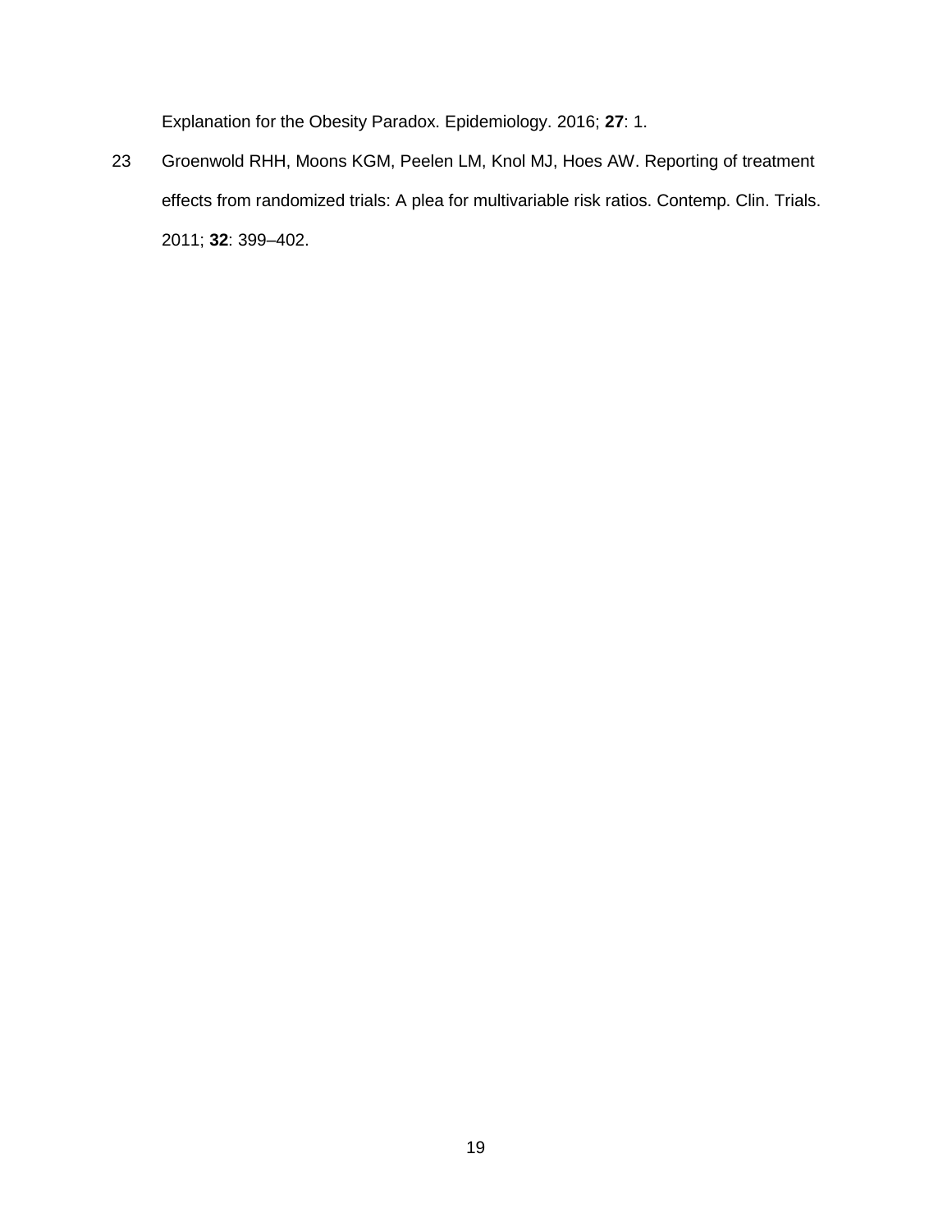Explanation for the Obesity Paradox. Epidemiology. 2016; **27**: 1.

23 Groenwold RHH, Moons KGM, Peelen LM, Knol MJ, Hoes AW. Reporting of treatment effects from randomized trials: A plea for multivariable risk ratios. Contemp. Clin. Trials. 2011; **32**: 399–402.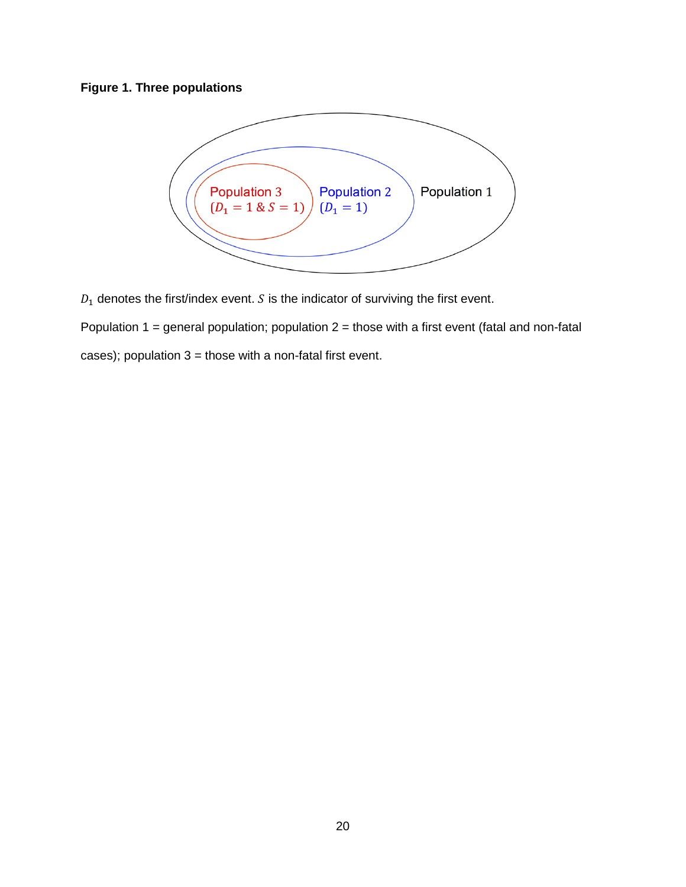**Figure 1. Three populations**

Population 3 ($D_1 = 1$ & $S = 1$)

Population 2 ($D_1 = 1$)

Population 1

$D_1$ denotes the first/index event. $S$ is the indicator of surviving the first event.

Population 1 = general population; population 2 = those with a first event (fatal and non-fatal cases); population 3 = those with a non-fatal first event.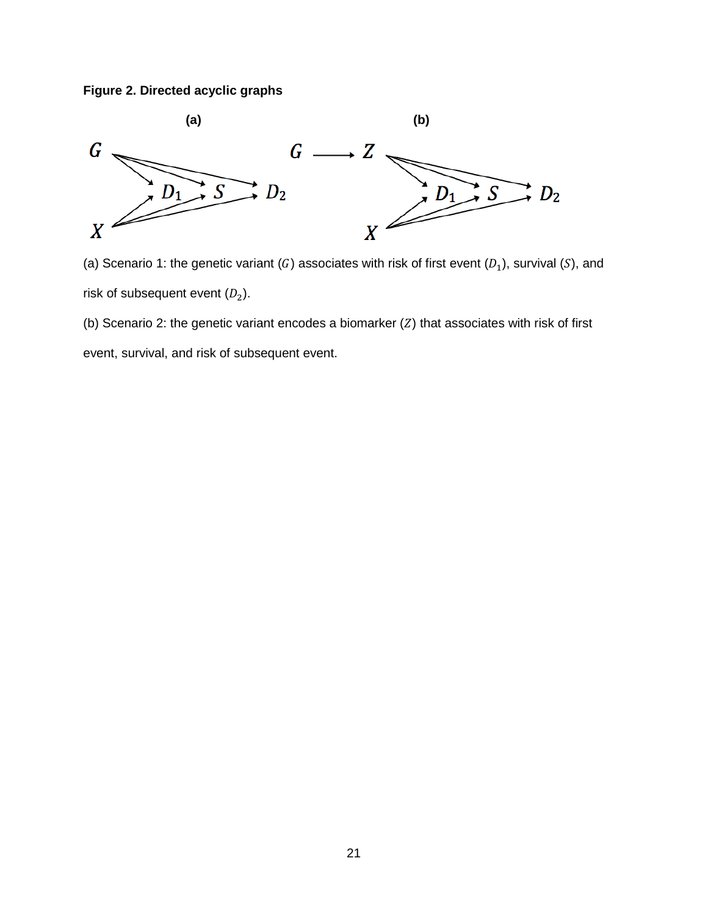**Figure 2. Directed acyclic graphs**

(a) Scenario 1: the genetic variant ($G$) associates with risk of first event ($D_1$), survival ($S$), and risk of subsequent event ($D_2$).

(b) Scenario 2: the genetic variant encodes a biomarker ($Z$) that associates with risk of first event, survival, and risk of subsequent event.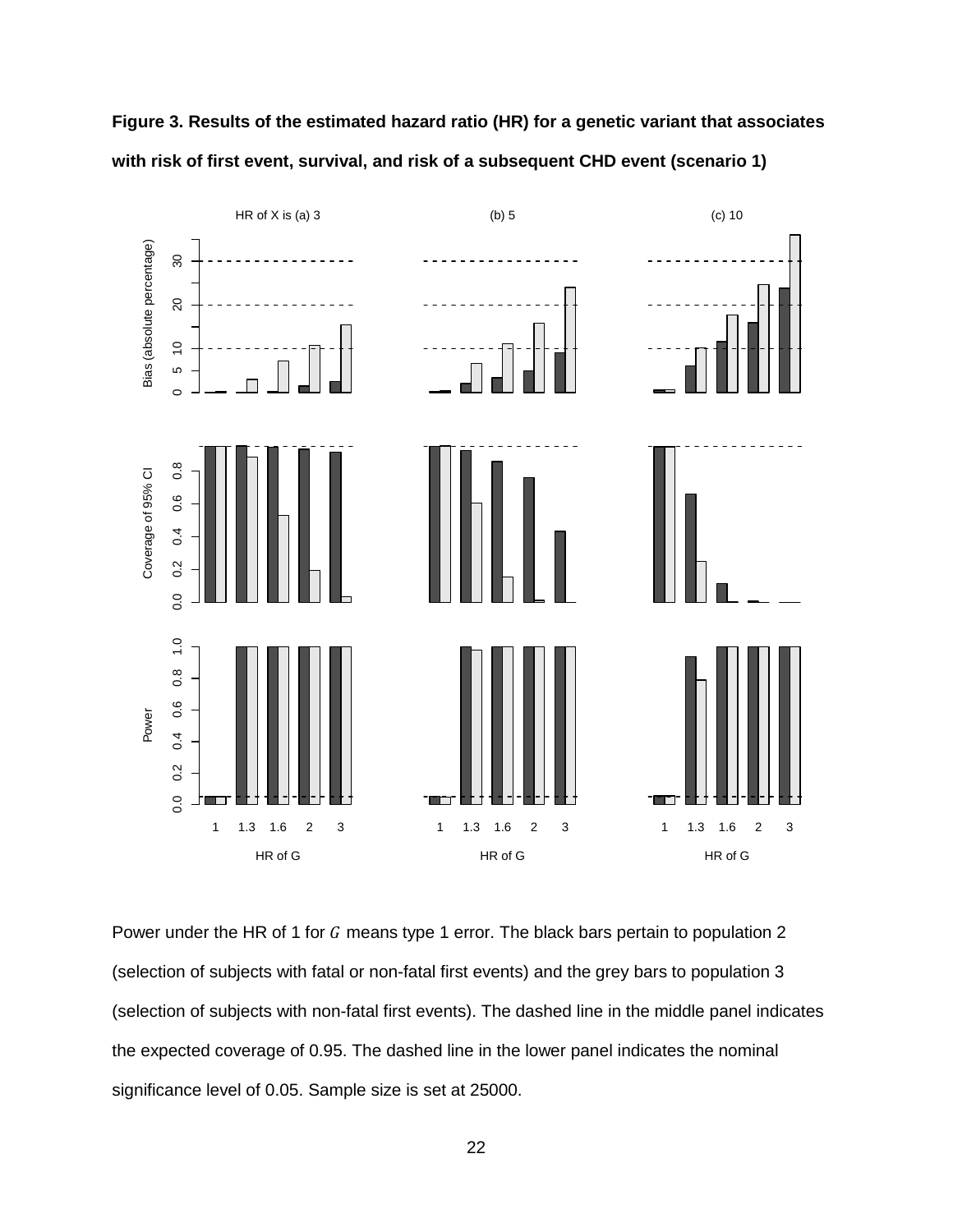**Figure 3. Results of the estimated hazard ratio (HR) for a genetic variant that associates with risk of first event, survival, and risk of a subsequent CHD event (scenario 1)**

Power under the HR of 1 for $G$ means type 1 error. The black bars pertain to population 2 (selection of subjects with fatal or non-fatal first events) and the grey bars to population 3 (selection of subjects with non-fatal first events). The dashed line in the middle panel indicates the expected coverage of 0.95. The dashed line in the lower panel indicates the nominal significance level of 0.05. Sample size is set at 25000.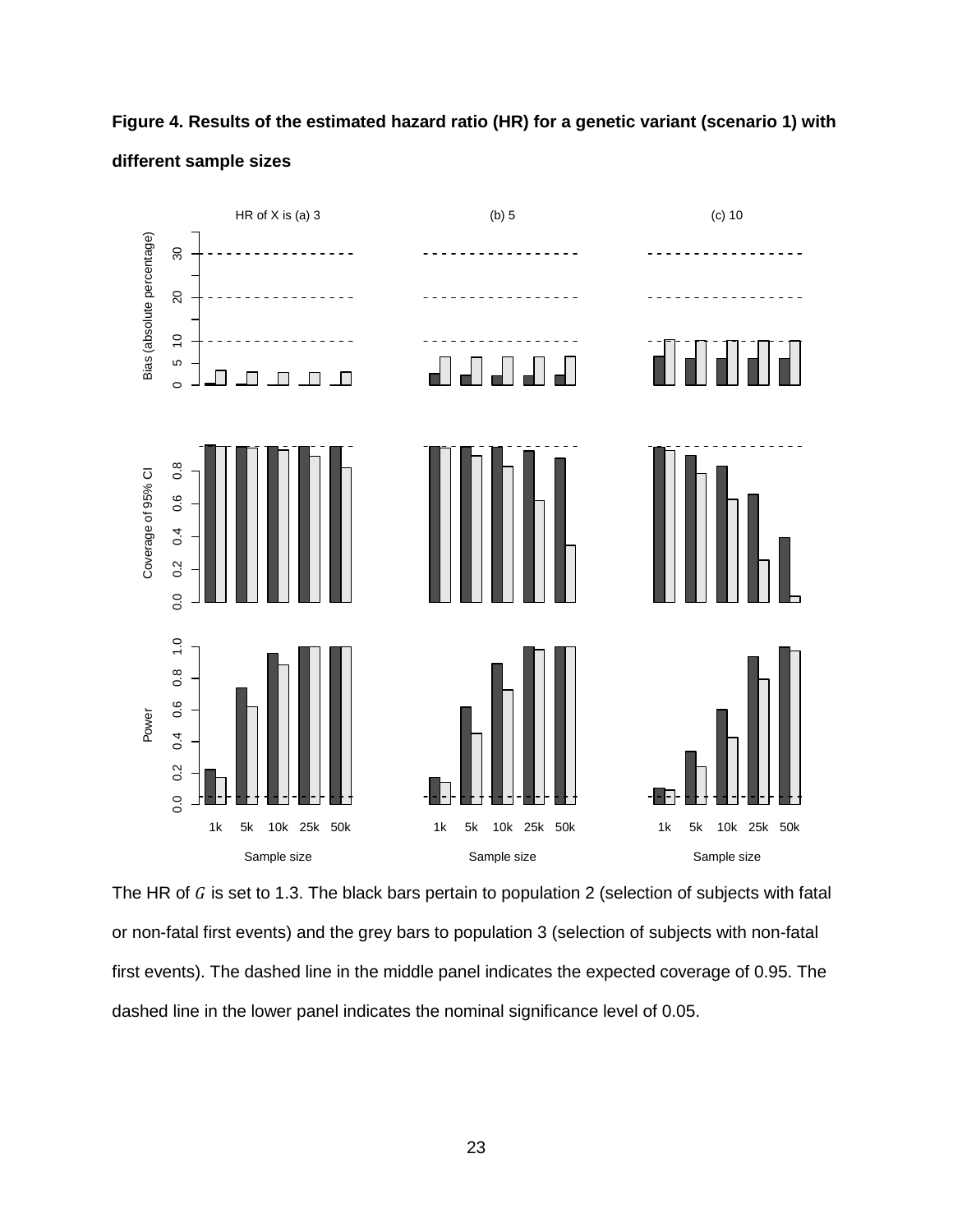**Figure 4. Results of the estimated hazard ratio (HR) for a genetic variant (scenario 1) with different sample sizes**

The HR of $G$ is set to 1.3. The black bars pertain to population 2 (selection of subjects with fatal or non-fatal first events) and the grey bars to population 3 (selection of subjects with non-fatal first events). The dashed line in the middle panel indicates the expected coverage of 0.95. The dashed line in the lower panel indicates the nominal significance level of 0.05.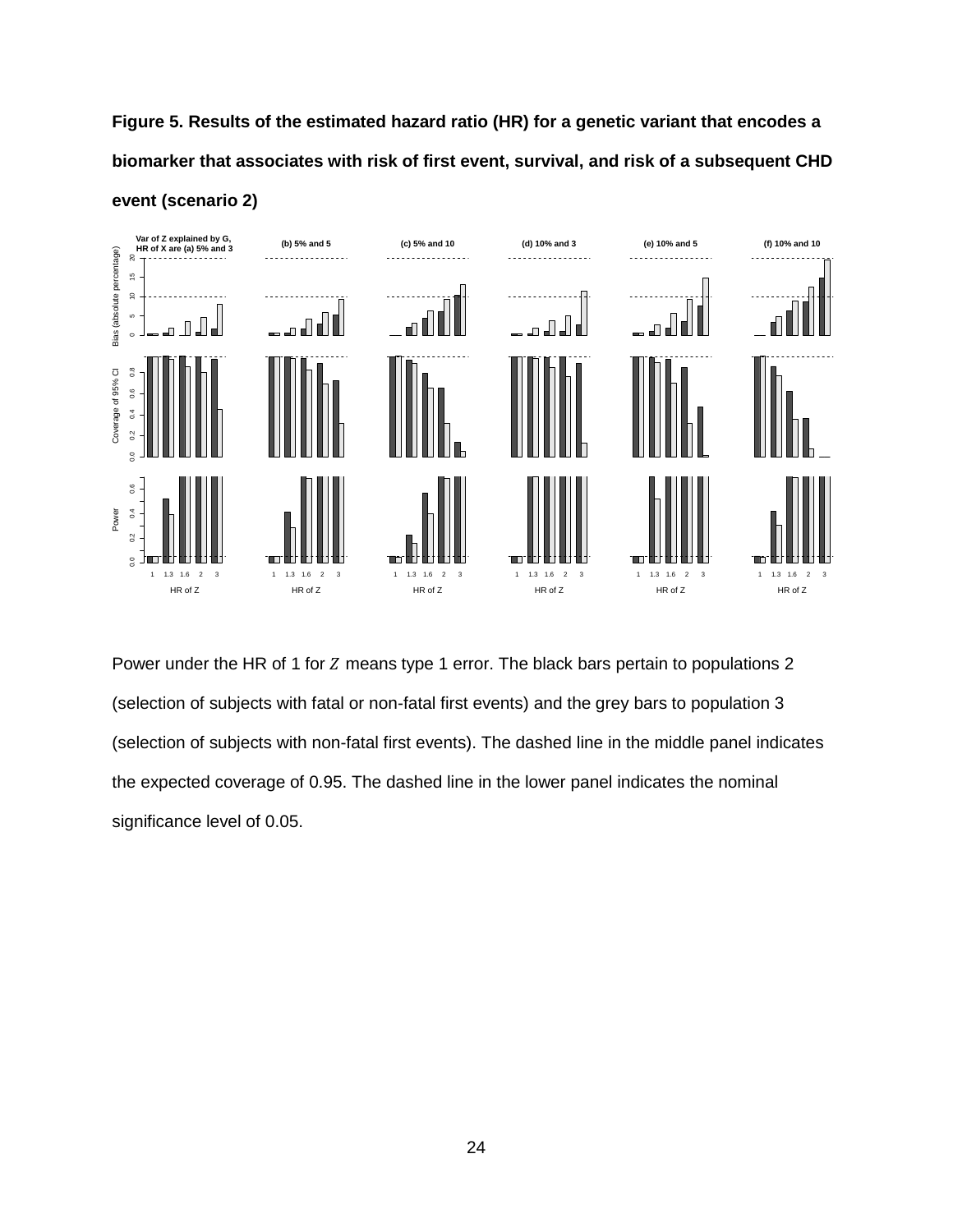**Figure 5. Results of the estimated hazard ratio (HR) for a genetic variant that encodes a biomarker that associates with risk of first event, survival, and risk of a subsequent CHD event (scenario 2)**

Power under the HR of 1 for $Z$ means type 1 error. The black bars pertain to populations 2 (selection of subjects with fatal or non-fatal first events) and the grey bars to population 3 (selection of subjects with non-fatal first events). The dashed line in the middle panel indicates the expected coverage of 0.95. The dashed line in the lower panel indicates the nominal significance level of 0.05.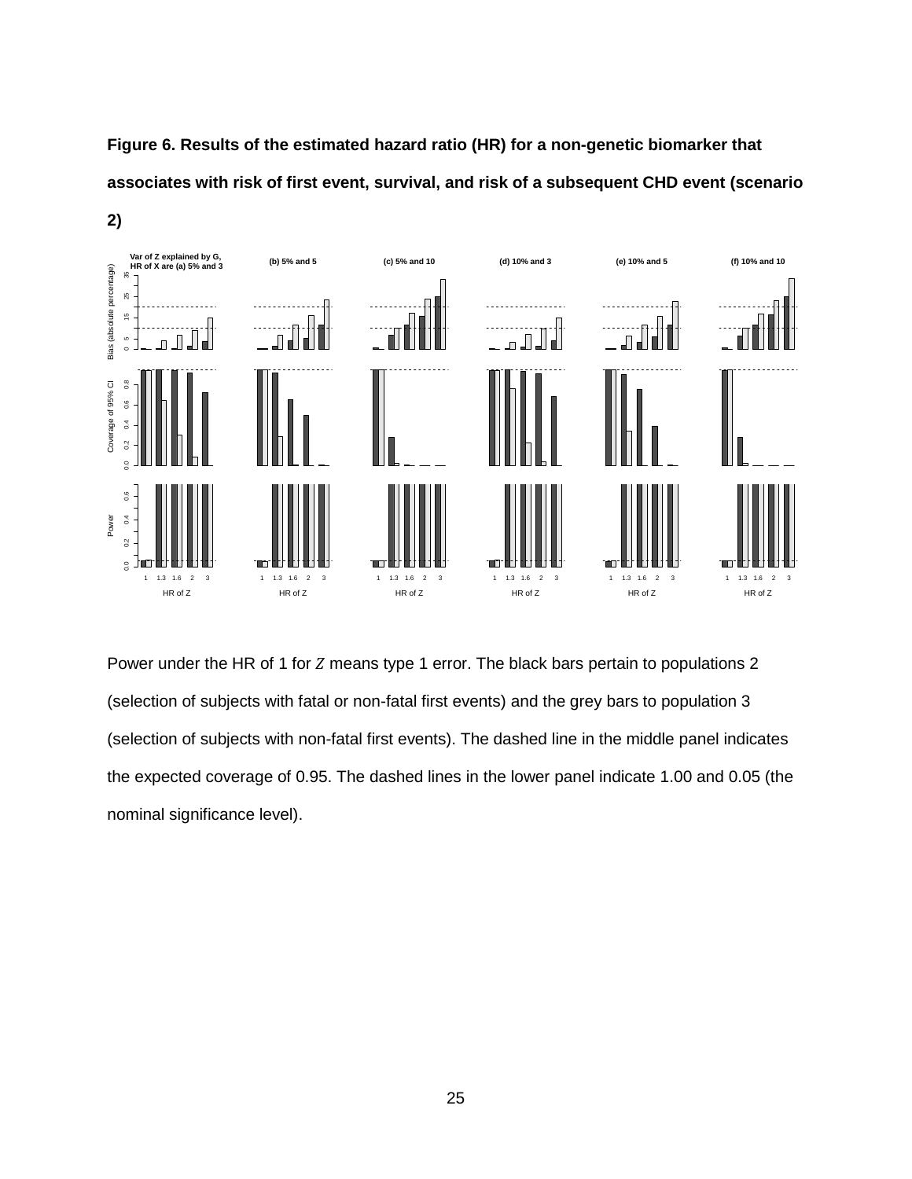**Figure 6. Results of the estimated hazard ratio (HR) for a non-genetic biomarker that associates with risk of first event, survival, and risk of a subsequent CHD event (scenario 2)**

Var of Z explained by G, HR of X are (a) 5% and 3

(b) 5% and 5

(c) 5% and 10

(d) 10% and 3

(e) 10% and 5

(f) 10% and 10

Bias (absolute percentage)

0 5 15 25 35

Coverage of 95% CI

0.0 0.2 0.4 0.6 0.8

Power

0.0 0.2 0.4 0.6

1 1.3 1.6 2 3

HR of Z

Power under the HR of 1 for $Z$ means type 1 error. The black bars pertain to populations 2 (selection of subjects with fatal or non-fatal first events) and the grey bars to population 3 (selection of subjects with non-fatal first events). The dashed line in the middle panel indicates the expected coverage of 0.95. The dashed lines in the lower panel indicate 1.00 and 0.05 (the nominal significance level).